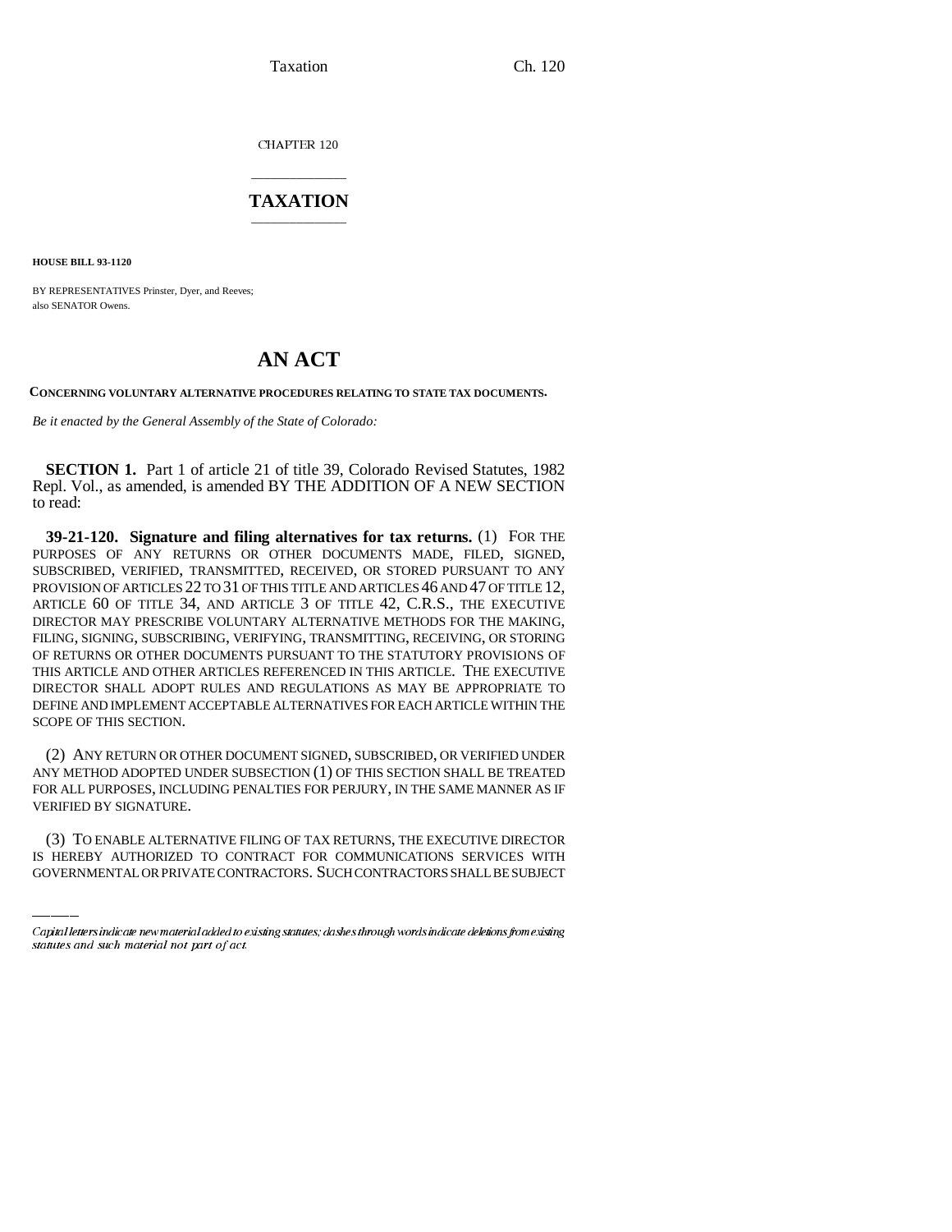CHAPTER 120

# TAXATION

**HOUSE BILL 93-1120**

BY REPRESENTATIVES Prinster, Dyer, and Reeves;
also SENATOR Owens.

# AN ACT

**CONCERNING VOLUNTARY ALTERNATIVE PROCEDURES RELATING TO STATE TAX DOCUMENTS.**

*Be it enacted by the General Assembly of the State of Colorado:*

**SECTION 1.** Part 1 of article 21 of title 39, Colorado Revised Statutes, 1982 Repl. Vol., as amended, is amended BY THE ADDITION OF A NEW SECTION to read:

**39-21-120. Signature and filing alternatives for tax returns.** (1) FOR THE PURPOSES OF ANY RETURNS OR OTHER DOCUMENTS MADE, FILED, SIGNED, SUBSCRIBED, VERIFIED, TRANSMITTED, RECEIVED, OR STORED PURSUANT TO ANY PROVISION OF ARTICLES 22 TO 31 OF THIS TITLE AND ARTICLES 46 AND 47 OF TITLE 12, ARTICLE 60 OF TITLE 34, AND ARTICLE 3 OF TITLE 42, C.R.S., THE EXECUTIVE DIRECTOR MAY PRESCRIBE VOLUNTARY ALTERNATIVE METHODS FOR THE MAKING, FILING, SIGNING, SUBSCRIBING, VERIFYING, TRANSMITTING, RECEIVING, OR STORING OF RETURNS OR OTHER DOCUMENTS PURSUANT TO THE STATUTORY PROVISIONS OF THIS ARTICLE AND OTHER ARTICLES REFERENCED IN THIS ARTICLE. THE EXECUTIVE DIRECTOR SHALL ADOPT RULES AND REGULATIONS AS MAY BE APPROPRIATE TO DEFINE AND IMPLEMENT ACCEPTABLE ALTERNATIVES FOR EACH ARTICLE WITHIN THE SCOPE OF THIS SECTION.

(2) ANY RETURN OR OTHER DOCUMENT SIGNED, SUBSCRIBED, OR VERIFIED UNDER ANY METHOD ADOPTED UNDER SUBSECTION (1) OF THIS SECTION SHALL BE TREATED FOR ALL PURPOSES, INCLUDING PENALTIES FOR PERJURY, IN THE SAME MANNER AS IF VERIFIED BY SIGNATURE.

(3) TO ENABLE ALTERNATIVE FILING OF TAX RETURNS, THE EXECUTIVE DIRECTOR IS HEREBY AUTHORIZED TO CONTRACT FOR COMMUNICATIONS SERVICES WITH GOVERNMENTAL OR PRIVATE CONTRACTORS. SUCH CONTRACTORS SHALL BE SUBJECT

*Capital letters indicate new material added to existing statutes; dashes through words indicate deletions from existing statutes and such material not part of act.*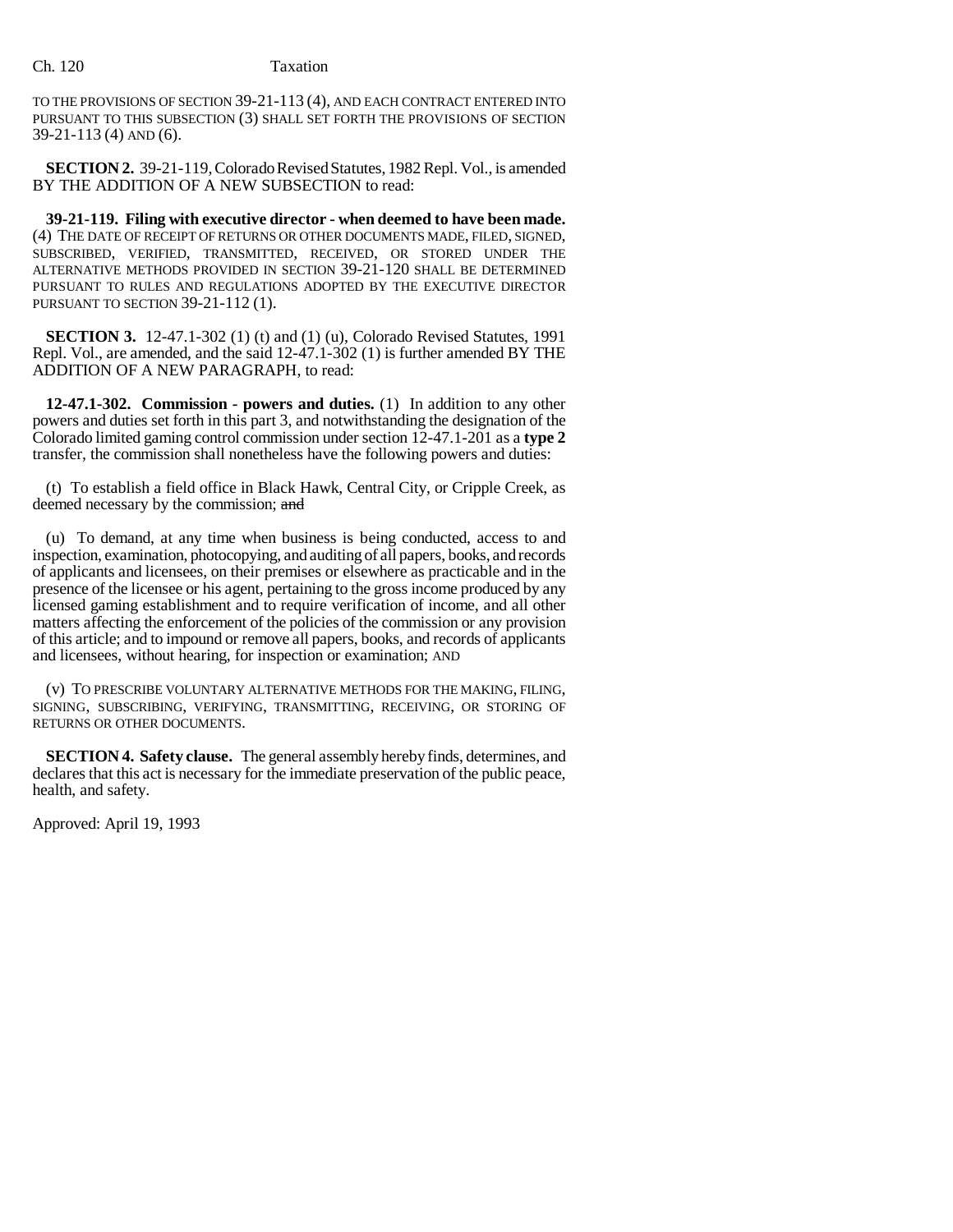TO THE PROVISIONS OF SECTION 39-21-113 (4), AND EACH CONTRACT ENTERED INTO PURSUANT TO THIS SUBSECTION (3) SHALL SET FORTH THE PROVISIONS OF SECTION 39-21-113 (4) AND (6).

**SECTION 2.** 39-21-119, Colorado Revised Statutes, 1982 Repl. Vol., is amended BY THE ADDITION OF A NEW SUBSECTION to read:

**39-21-119. Filing with executive director - when deemed to have been made.** (4) THE DATE OF RECEIPT OF RETURNS OR OTHER DOCUMENTS MADE, FILED, SIGNED, SUBSCRIBED, VERIFIED, TRANSMITTED, RECEIVED, OR STORED UNDER THE ALTERNATIVE METHODS PROVIDED IN SECTION 39-21-120 SHALL BE DETERMINED PURSUANT TO RULES AND REGULATIONS ADOPTED BY THE EXECUTIVE DIRECTOR PURSUANT TO SECTION 39-21-112 (1).

**SECTION 3.** 12-47.1-302 (1) (t) and (1) (u), Colorado Revised Statutes, 1991 Repl. Vol., are amended, and the said 12-47.1-302 (1) is further amended BY THE ADDITION OF A NEW PARAGRAPH, to read:

**12-47.1-302. Commission - powers and duties.** (1) In addition to any other powers and duties set forth in this part 3, and notwithstanding the designation of the Colorado limited gaming control commission under section 12-47.1-201 as a **type 2** transfer, the commission shall nonetheless have the following powers and duties:

(t) To establish a field office in Black Hawk, Central City, or Cripple Creek, as deemed necessary by the commission; ~~and~~

(u) To demand, at any time when business is being conducted, access to and inspection, examination, photocopying, and auditing of all papers, books, and records of applicants and licensees, on their premises or elsewhere as practicable and in the presence of the licensee or his agent, pertaining to the gross income produced by any licensed gaming establishment and to require verification of income, and all other matters affecting the enforcement of the policies of the commission or any provision of this article; and to impound or remove all papers, books, and records of applicants and licensees, without hearing, for inspection or examination; AND

(v) TO PRESCRIBE VOLUNTARY ALTERNATIVE METHODS FOR THE MAKING, FILING, SIGNING, SUBSCRIBING, VERIFYING, TRANSMITTING, RECEIVING, OR STORING OF RETURNS OR OTHER DOCUMENTS.

**SECTION 4. Safety clause.** The general assembly hereby finds, determines, and declares that this act is necessary for the immediate preservation of the public peace, health, and safety.

Approved: April 19, 1993